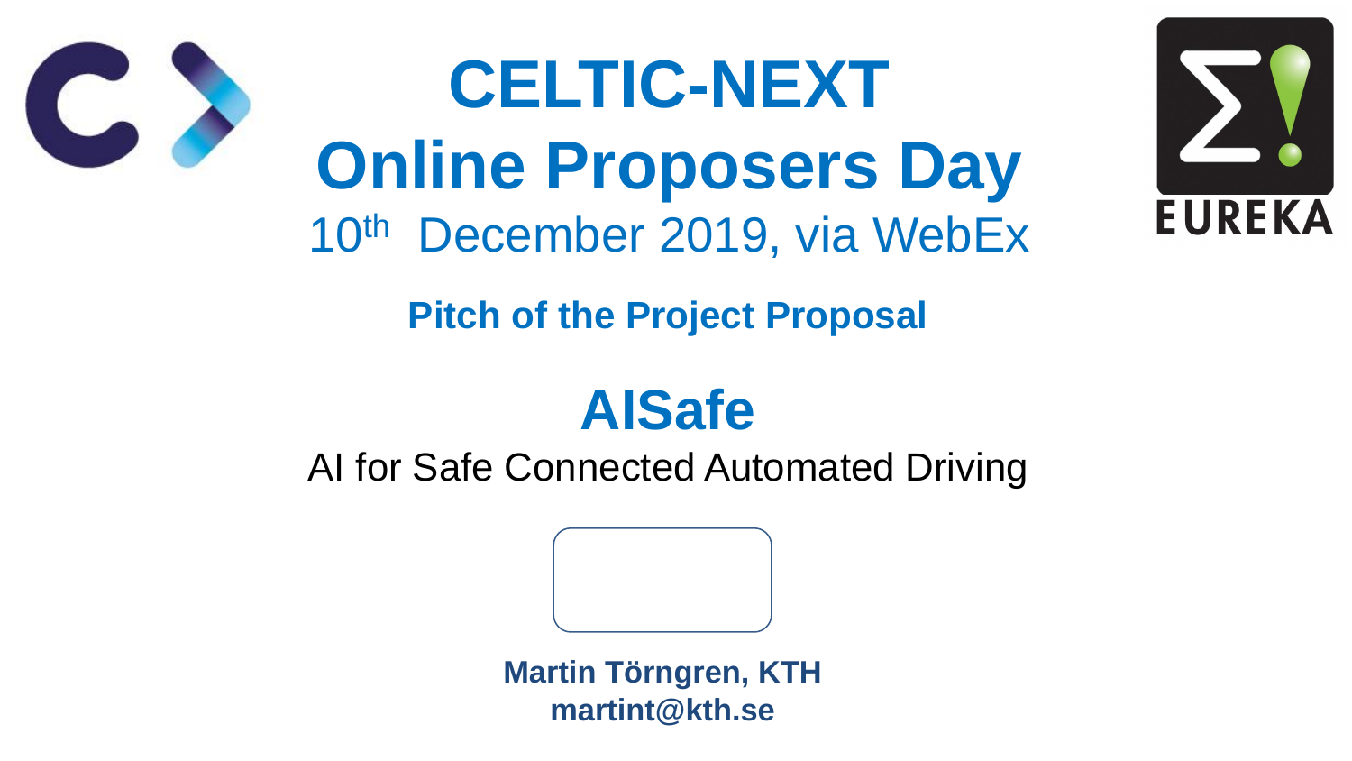# CELTIC-NEXT

# Online Proposers Day

10th December 2019, via WebEx

**Pitch of the Project Proposal**

## AISafe

AI for Safe Connected Automated Driving

**Martin Törngren, KTH**
**martint@kth.se**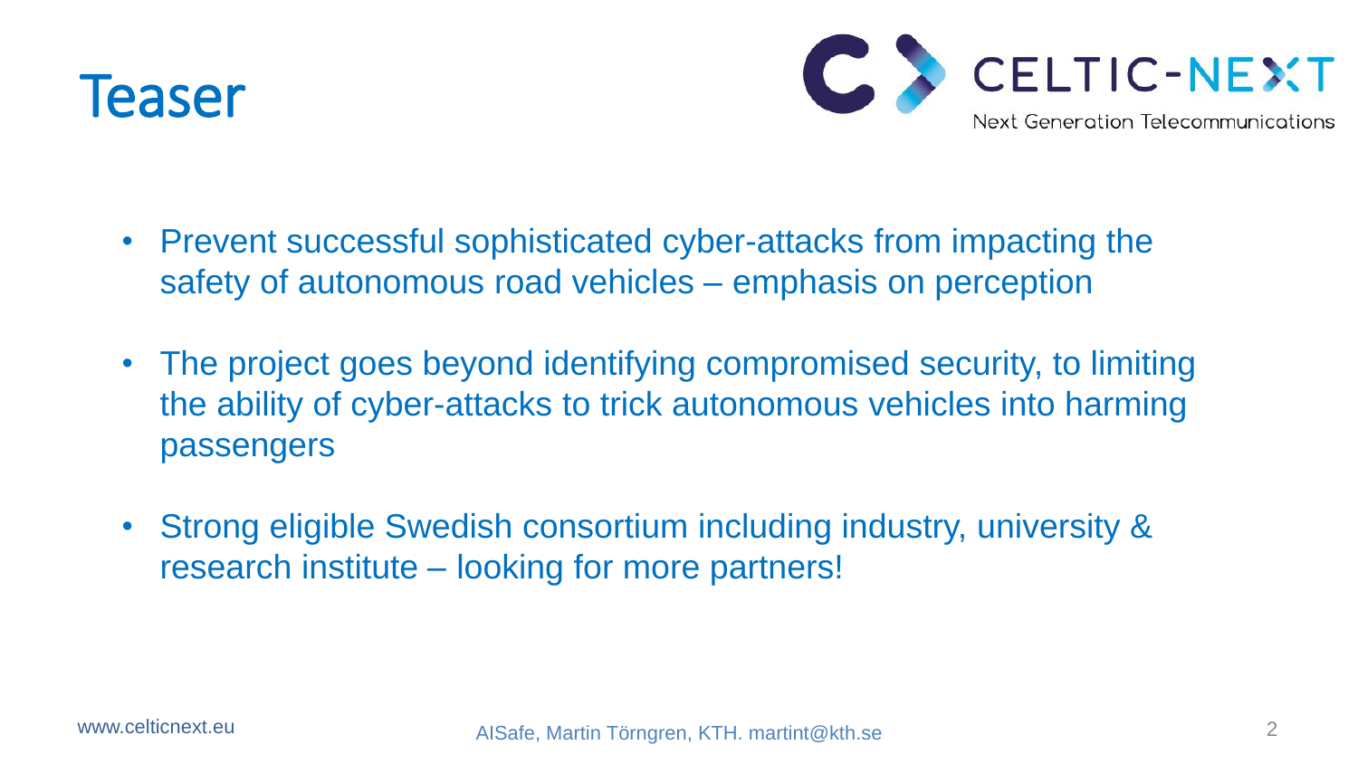# Teaser

- Prevent successful sophisticated cyber-attacks from impacting the safety of autonomous road vehicles – emphasis on perception
- The project goes beyond identifying compromised security, to limiting the ability of cyber-attacks to trick autonomous vehicles into harming passengers
- Strong eligible Swedish consortium including industry, university & research institute – looking for more partners!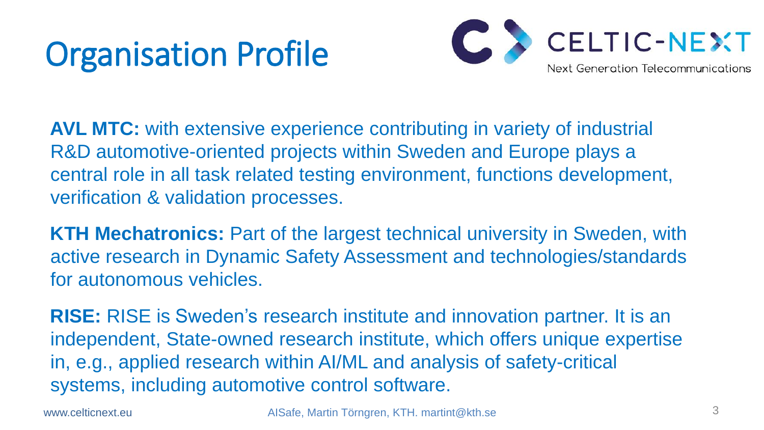# Organisation Profile

**AVL MTC:** with extensive experience contributing in variety of industrial R&D automotive-oriented projects within Sweden and Europe plays a central role in all task related testing environment, functions development, verification & validation processes.

**KTH Mechatronics:** Part of the largest technical university in Sweden, with active research in Dynamic Safety Assessment and technologies/standards for autonomous vehicles.

**RISE:** RISE is Sweden's research institute and innovation partner. It is an independent, State-owned research institute, which offers unique expertise in, e.g., applied research within AI/ML and analysis of safety-critical systems, including automotive control software.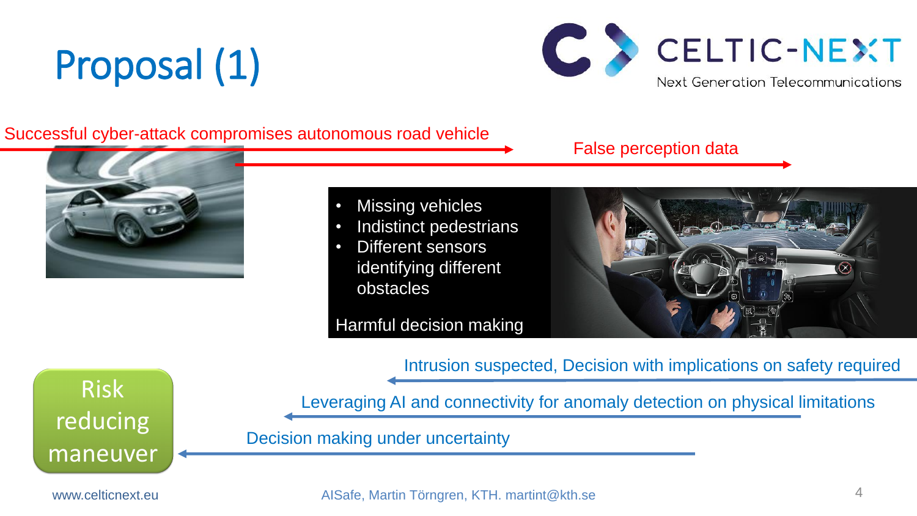# Proposal (1)

CELTIC-NEXT

Next Generation Telecommunications

Successful cyber-attack compromises autonomous road vehicle

False perception data

- Missing vehicles
- Indistinct pedestrians
- Different sensors identifying different obstacles

Harmful decision making

Intrusion suspected, Decision with implications on safety required

Leveraging AI and connectivity for anomaly detection on physical limitations

Decision making under uncertainty

Risk reducing maneuver

www.celticnext.eu

AISafe, Martin Törngren, KTH. martint@kth.se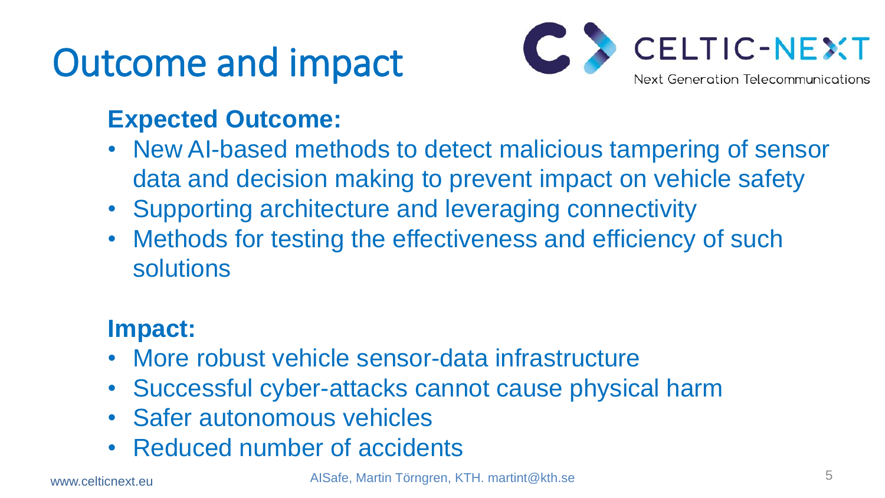# Outcome and impact

**Expected Outcome:**

- New AI-based methods to detect malicious tampering of sensor data and decision making to prevent impact on vehicle safety
- Supporting architecture and leveraging connectivity
- Methods for testing the effectiveness and efficiency of such solutions

**Impact:**

- More robust vehicle sensor-data infrastructure
- Successful cyber-attacks cannot cause physical harm
- Safer autonomous vehicles
- Reduced number of accidents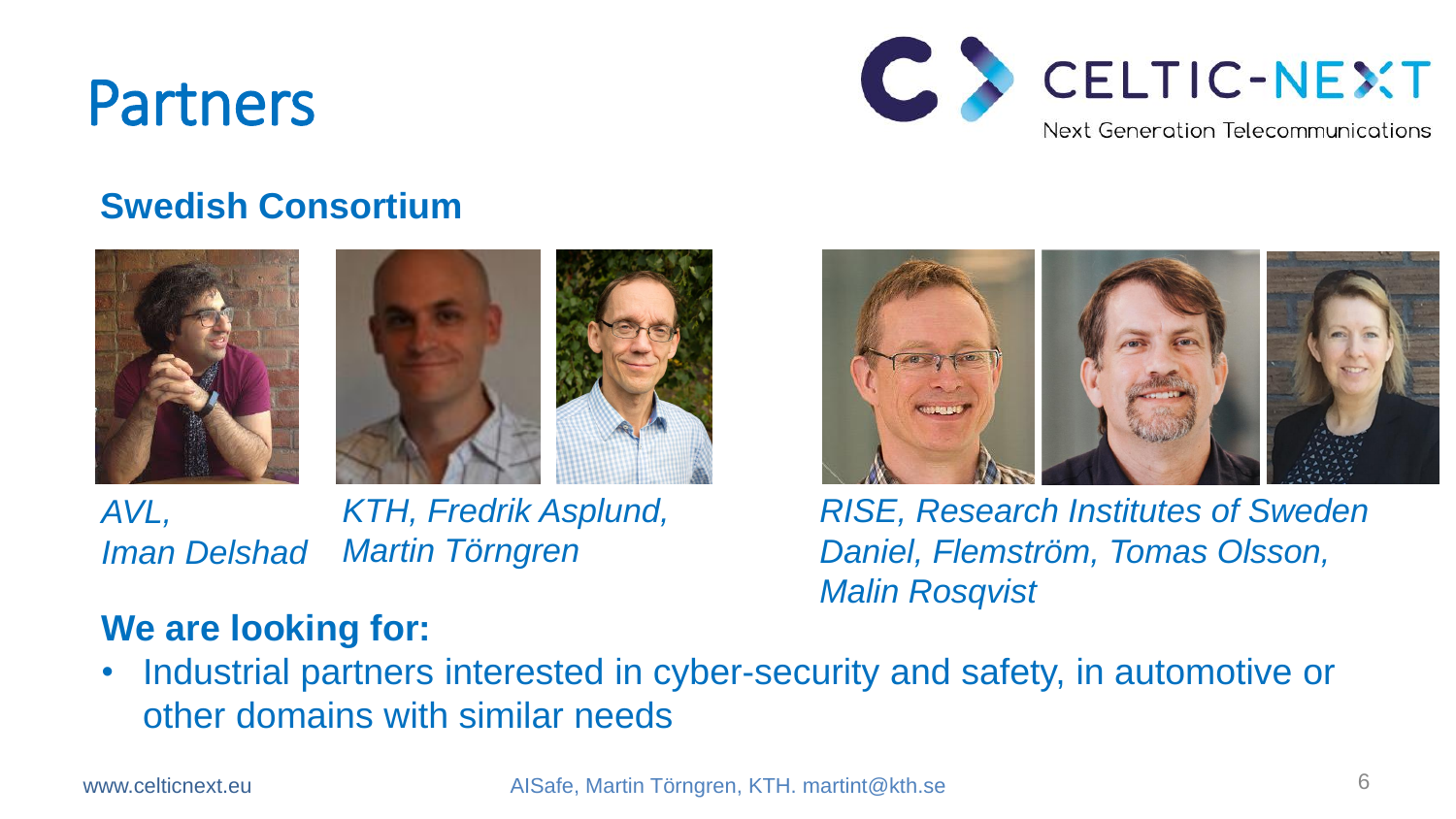# Partners

CELTIC-NEXT
Next Generation Telecommunications

## Swedish Consortium

*AVL,*
*Iman Delshad*

*KTH, Fredrik Asplund,*
*Martin Törngren*

*RISE, Research Institutes of Sweden*
*Daniel, Flemström, Tomas Olsson,*
*Malin Rosqvist*

## We are looking for:

- Industrial partners interested in cyber-security and safety, in automotive or other domains with similar needs

www.celticnext.eu

AISafe, Martin Törngren, KTH. martint@kth.se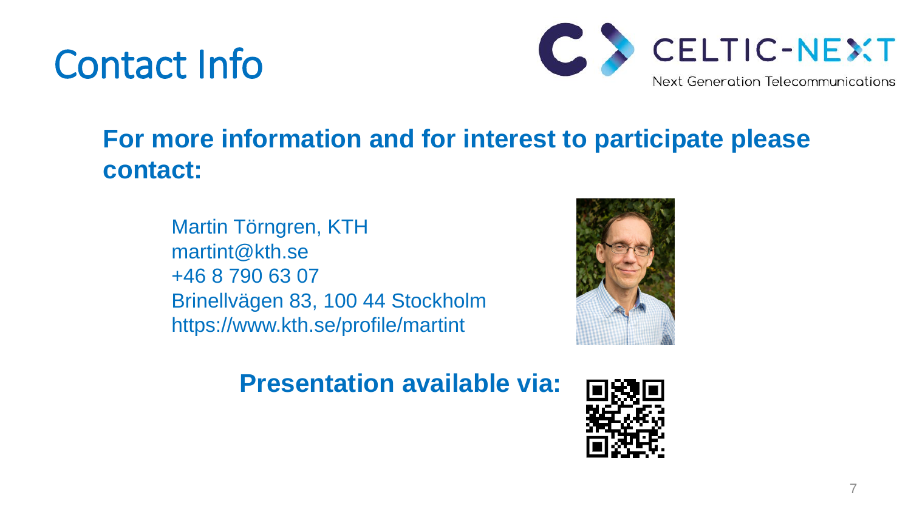# Contact Info

CELTIC-NEXT

Next Generation Telecommunications

**For more information and for interest to participate please contact:**

Martin Törngren, KTH
martint@kth.se
+46 8 790 63 07
Brinellvägen 83, 100 44 Stockholm
https://www.kth.se/profile/martint

**Presentation available via:**